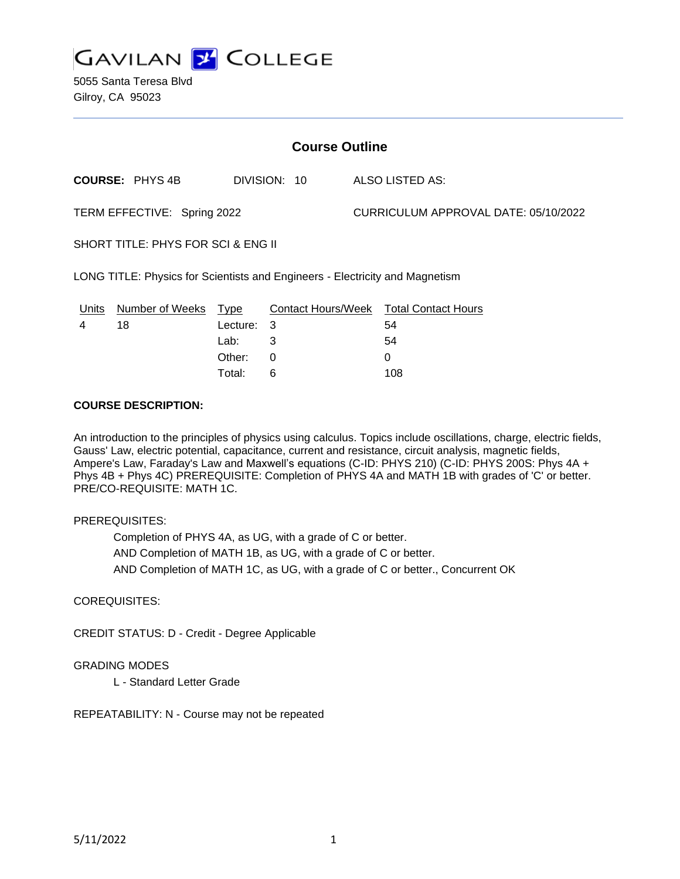# GAVILAN COLLEGE

5055 Santa Teresa Blvd
Gilroy, CA 95023

---

## Course Outline

**COURSE:** PHYS 4B DIVISION: 10 ALSO LISTED AS:

TERM EFFECTIVE: Spring 2022 CURRICULUM APPROVAL DATE: 05/10/2022

SHORT TITLE: PHYS FOR SCI & ENG II

LONG TITLE: Physics for Scientists and Engineers - Electricity and Magnetism

| Units | Number of Weeks | Type | Contact Hours/Week | Total Contact Hours |
|---|---|---|---|---|
| 4 | 18 | Lecture: | 3 | 54 |
| | | Lab: | 3 | 54 |
| | | Other: | 0 | 0 |
| | | Total: | 6 | 108 |

**COURSE DESCRIPTION:**

An introduction to the principles of physics using calculus. Topics include oscillations, charge, electric fields, Gauss' Law, electric potential, capacitance, current and resistance, circuit analysis, magnetic fields, Ampere's Law, Faraday's Law and Maxwell's equations (C-ID: PHYS 210) (C-ID: PHYS 200S: Phys 4A + Phys 4B + Phys 4C) PREREQUISITE: Completion of PHYS 4A and MATH 1B with grades of 'C' or better. PRE/CO-REQUISITE: MATH 1C.

PREREQUISITES:

Completion of PHYS 4A, as UG, with a grade of C or better.
AND Completion of MATH 1B, as UG, with a grade of C or better.
AND Completion of MATH 1C, as UG, with a grade of C or better., Concurrent OK

COREQUISITES:

CREDIT STATUS: D - Credit - Degree Applicable

GRADING MODES

L - Standard Letter Grade

REPEATABILITY: N - Course may not be repeated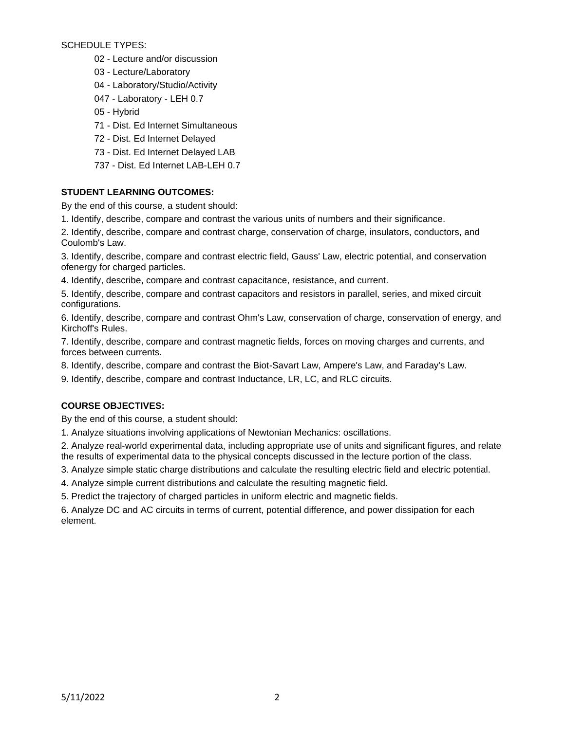SCHEDULE TYPES:

- 02 - Lecture and/or discussion
- 03 - Lecture/Laboratory
- 04 - Laboratory/Studio/Activity
- 047 - Laboratory - LEH 0.7
- 05 - Hybrid
- 71 - Dist. Ed Internet Simultaneous
- 72 - Dist. Ed Internet Delayed
- 73 - Dist. Ed Internet Delayed LAB
- 737 - Dist. Ed Internet LAB-LEH 0.7

**STUDENT LEARNING OUTCOMES:**

By the end of this course, a student should:

1. Identify, describe, compare and contrast the various units of numbers and their significance.
2. Identify, describe, compare and contrast charge, conservation of charge, insulators, conductors, and Coulomb's Law.
3. Identify, describe, compare and contrast electric field, Gauss' Law, electric potential, and conservation ofenergy for charged particles.
4. Identify, describe, compare and contrast capacitance, resistance, and current.
5. Identify, describe, compare and contrast capacitors and resistors in parallel, series, and mixed circuit configurations.
6. Identify, describe, compare and contrast Ohm's Law, conservation of charge, conservation of energy, and Kirchoff's Rules.
7. Identify, describe, compare and contrast magnetic fields, forces on moving charges and currents, and forces between currents.
8. Identify, describe, compare and contrast the Biot-Savart Law, Ampere's Law, and Faraday's Law.
9. Identify, describe, compare and contrast Inductance, LR, LC, and RLC circuits.

**COURSE OBJECTIVES:**

By the end of this course, a student should:

1. Analyze situations involving applications of Newtonian Mechanics: oscillations.
2. Analyze real-world experimental data, including appropriate use of units and significant figures, and relate the results of experimental data to the physical concepts discussed in the lecture portion of the class.
3. Analyze simple static charge distributions and calculate the resulting electric field and electric potential.
4. Analyze simple current distributions and calculate the resulting magnetic field.
5. Predict the trajectory of charged particles in uniform electric and magnetic fields.
6. Analyze DC and AC circuits in terms of current, potential difference, and power dissipation for each element.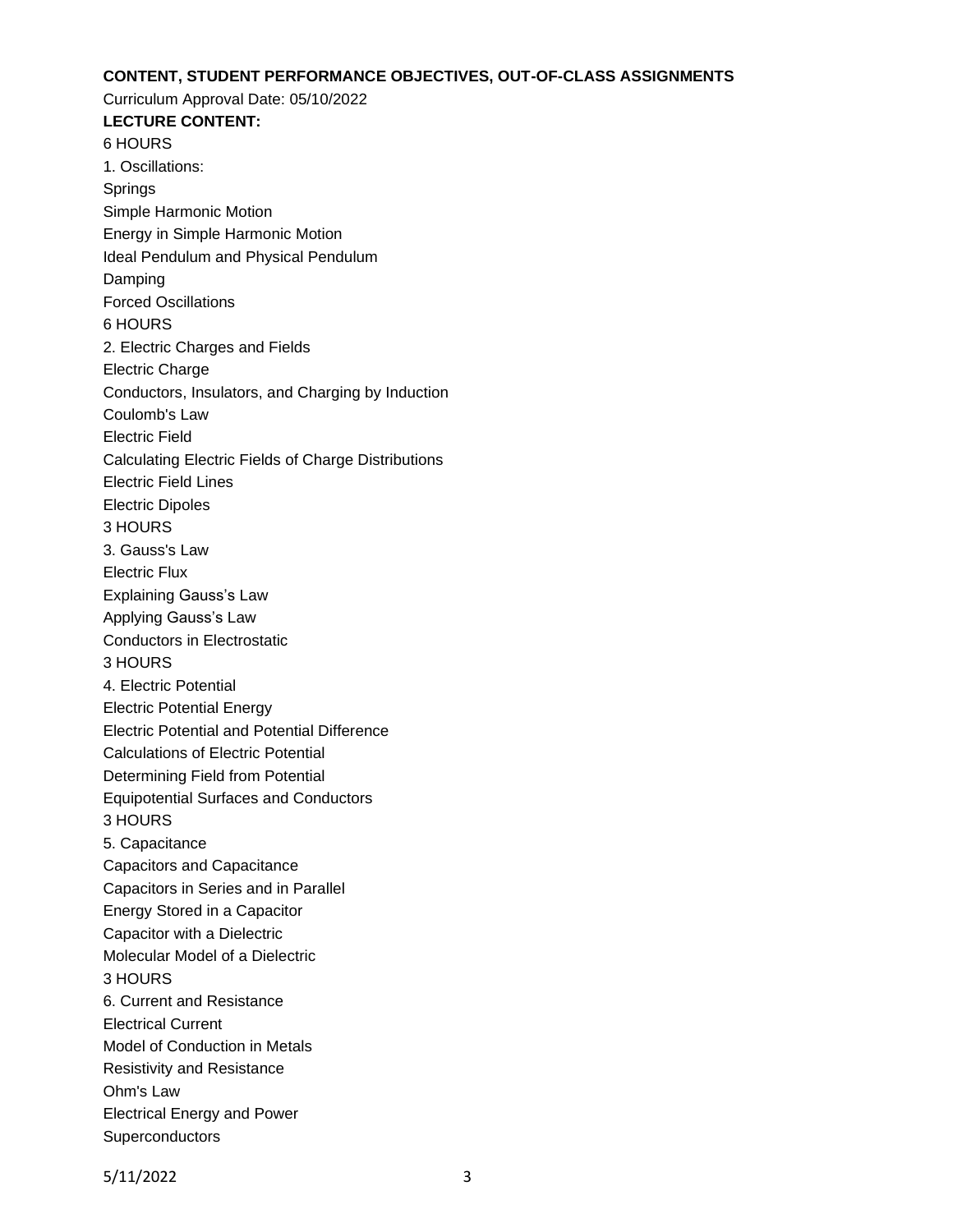**CONTENT, STUDENT PERFORMANCE OBJECTIVES, OUT-OF-CLASS ASSIGNMENTS**

Curriculum Approval Date: 05/10/2022

**LECTURE CONTENT:**

6 HOURS

1. Oscillations:

Springs

Simple Harmonic Motion

Energy in Simple Harmonic Motion

Ideal Pendulum and Physical Pendulum

Damping

Forced Oscillations

6 HOURS

2. Electric Charges and Fields

Electric Charge

Conductors, Insulators, and Charging by Induction

Coulomb's Law

Electric Field

Calculating Electric Fields of Charge Distributions

Electric Field Lines

Electric Dipoles

3 HOURS

3. Gauss's Law

Electric Flux

Explaining Gauss's Law

Applying Gauss's Law

Conductors in Electrostatic

3 HOURS

4. Electric Potential

Electric Potential Energy

Electric Potential and Potential Difference

Calculations of Electric Potential

Determining Field from Potential

Equipotential Surfaces and Conductors

3 HOURS

5. Capacitance

Capacitors and Capacitance

Capacitors in Series and in Parallel

Energy Stored in a Capacitor

Capacitor with a Dielectric

Molecular Model of a Dielectric

3 HOURS

6. Current and Resistance

Electrical Current

Model of Conduction in Metals

Resistivity and Resistance

Ohm's Law

Electrical Energy and Power

Superconductors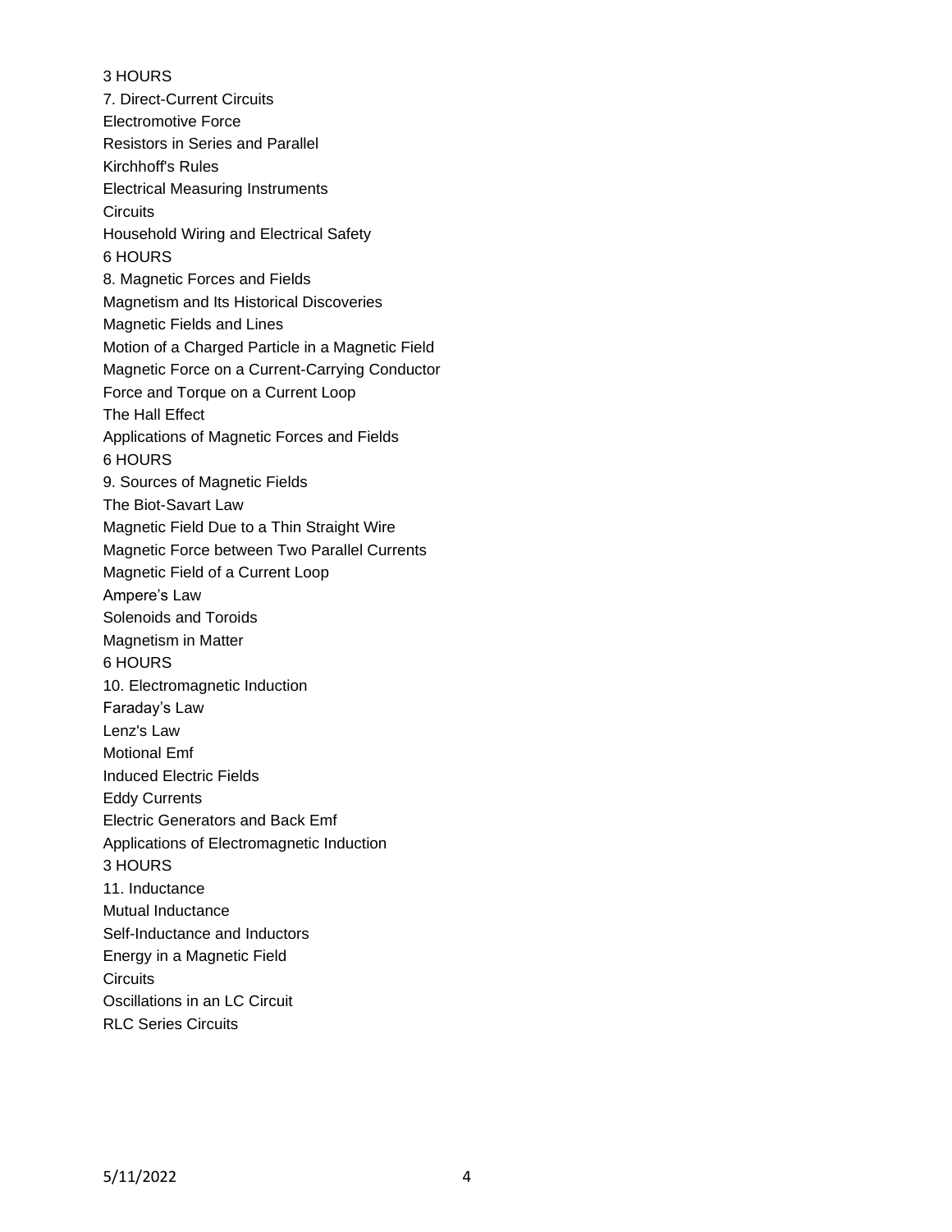3 HOURS

7. Direct-Current Circuits

Electromotive Force

Resistors in Series and Parallel

Kirchhoff's Rules

Electrical Measuring Instruments

Circuits

Household Wiring and Electrical Safety

6 HOURS

8. Magnetic Forces and Fields

Magnetism and Its Historical Discoveries

Magnetic Fields and Lines

Motion of a Charged Particle in a Magnetic Field

Magnetic Force on a Current-Carrying Conductor

Force and Torque on a Current Loop

The Hall Effect

Applications of Magnetic Forces and Fields

6 HOURS

9. Sources of Magnetic Fields

The Biot-Savart Law

Magnetic Field Due to a Thin Straight Wire

Magnetic Force between Two Parallel Currents

Magnetic Field of a Current Loop

Ampere's Law

Solenoids and Toroids

Magnetism in Matter

6 HOURS

10. Electromagnetic Induction

Faraday's Law

Lenz's Law

Motional Emf

Induced Electric Fields

Eddy Currents

Electric Generators and Back Emf

Applications of Electromagnetic Induction

3 HOURS

11. Inductance

Mutual Inductance

Self-Inductance and Inductors

Energy in a Magnetic Field

Circuits

Oscillations in an LC Circuit

RLC Series Circuits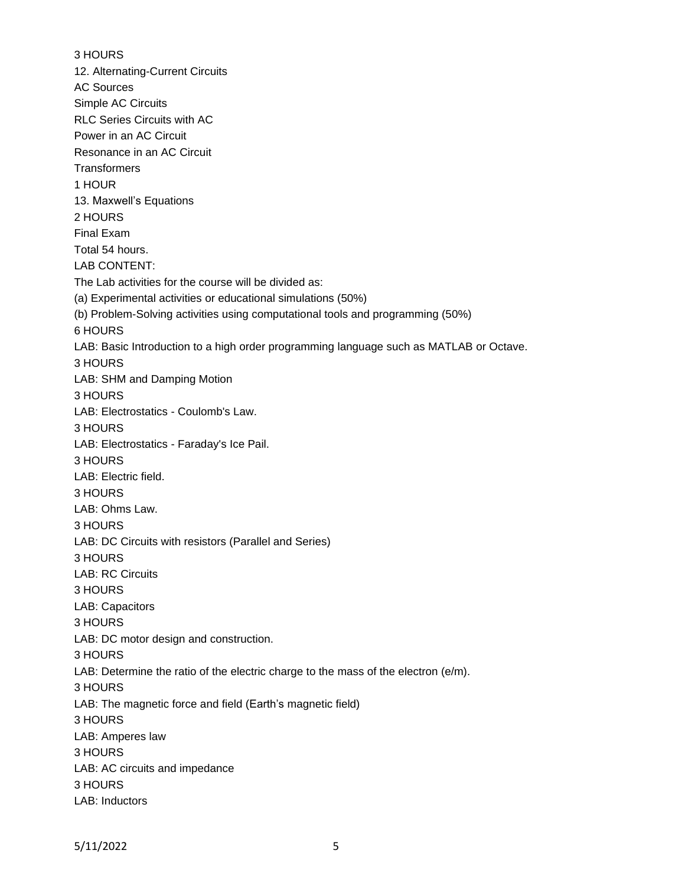3 HOURS

12. Alternating-Current Circuits

AC Sources

Simple AC Circuits

RLC Series Circuits with AC

Power in an AC Circuit

Resonance in an AC Circuit

Transformers

1 HOUR

13. Maxwell's Equations

2 HOURS

Final Exam

Total 54 hours.

LAB CONTENT:

The Lab activities for the course will be divided as:

(a) Experimental activities or educational simulations (50%)

(b) Problem-Solving activities using computational tools and programming (50%)

6 HOURS

LAB: Basic Introduction to a high order programming language such as MATLAB or Octave.

3 HOURS

LAB: SHM and Damping Motion

3 HOURS

LAB: Electrostatics - Coulomb's Law.

3 HOURS

LAB: Electrostatics - Faraday's Ice Pail.

3 HOURS

LAB: Electric field.

3 HOURS

LAB: Ohms Law.

3 HOURS

LAB: DC Circuits with resistors (Parallel and Series)

3 HOURS

LAB: RC Circuits

3 HOURS

LAB: Capacitors

3 HOURS

LAB: DC motor design and construction.

3 HOURS

LAB: Determine the ratio of the electric charge to the mass of the electron (e/m).

3 HOURS

LAB: The magnetic force and field (Earth's magnetic field)

3 HOURS

LAB: Amperes law

3 HOURS

LAB: AC circuits and impedance

3 HOURS

LAB: Inductors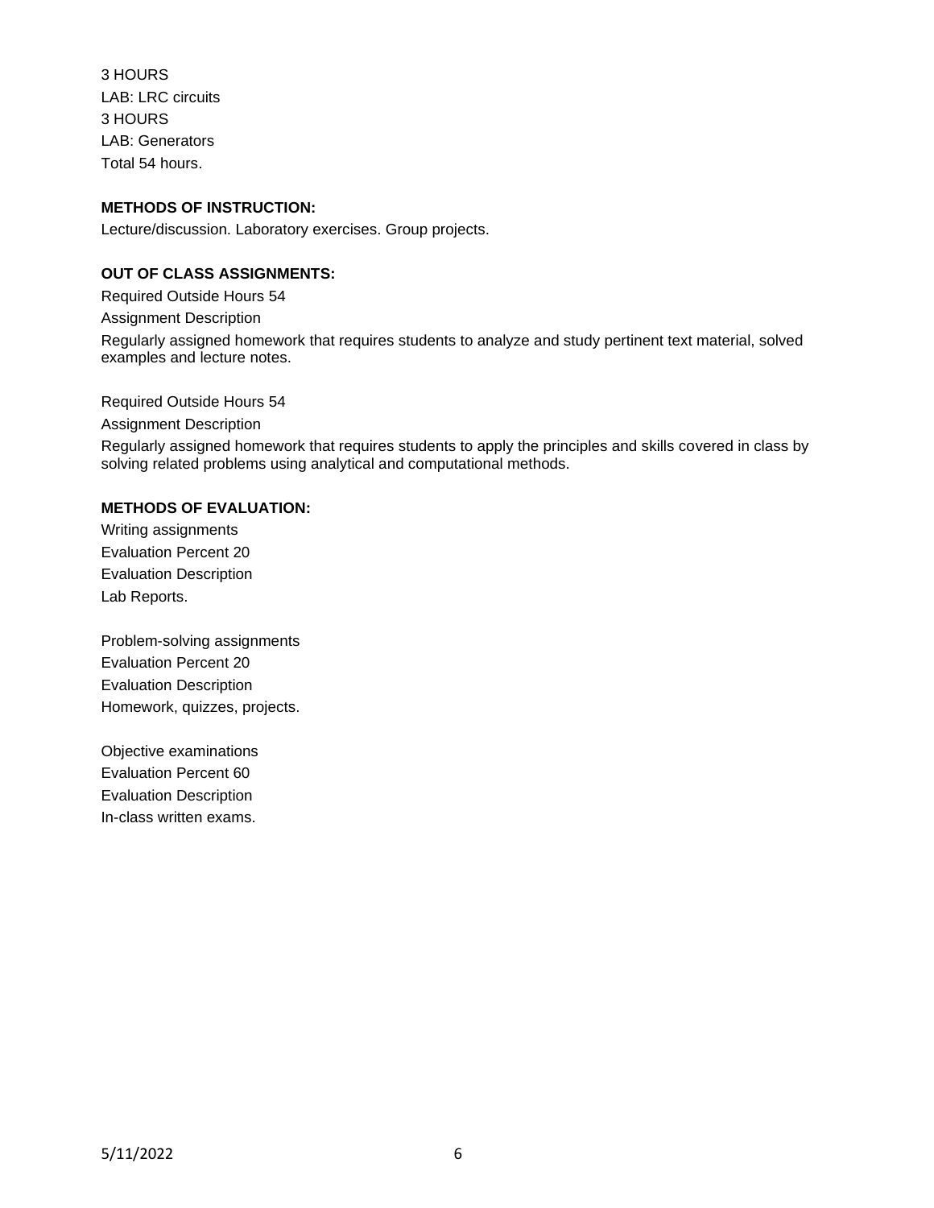3 HOURS
LAB: LRC circuits
3 HOURS
LAB: Generators
Total 54 hours.

**METHODS OF INSTRUCTION:**

Lecture/discussion. Laboratory exercises. Group projects.

**OUT OF CLASS ASSIGNMENTS:**

Required Outside Hours 54
Assignment Description
Regularly assigned homework that requires students to analyze and study pertinent text material, solved examples and lecture notes.

Required Outside Hours 54
Assignment Description
Regularly assigned homework that requires students to apply the principles and skills covered in class by solving related problems using analytical and computational methods.

**METHODS OF EVALUATION:**

Writing assignments
Evaluation Percent 20
Evaluation Description
Lab Reports.

Problem-solving assignments
Evaluation Percent 20
Evaluation Description
Homework, quizzes, projects.

Objective examinations
Evaluation Percent 60
Evaluation Description
In-class written exams.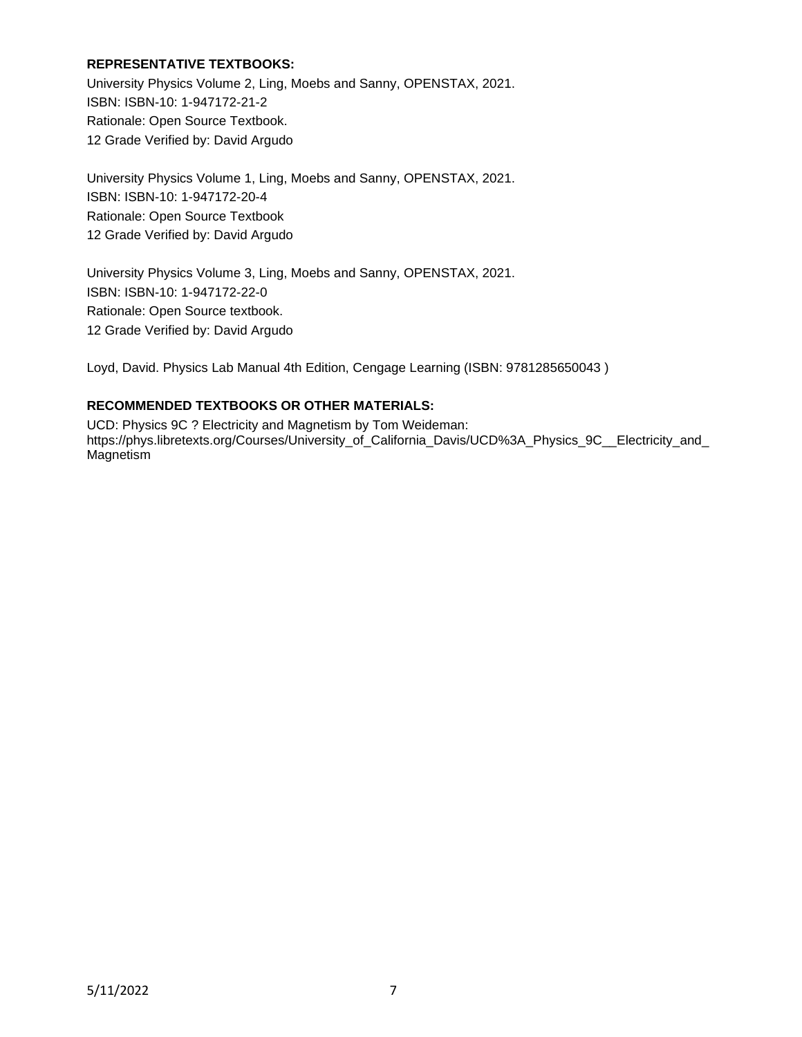**REPRESENTATIVE TEXTBOOKS:**

University Physics Volume 2, Ling, Moebs and Sanny, OPENSTAX, 2021.
ISBN: ISBN-10: 1-947172-21-2
Rationale: Open Source Textbook.
12 Grade Verified by: David Argudo

University Physics Volume 1, Ling, Moebs and Sanny, OPENSTAX, 2021.
ISBN: ISBN-10: 1-947172-20-4
Rationale: Open Source Textbook
12 Grade Verified by: David Argudo

University Physics Volume 3, Ling, Moebs and Sanny, OPENSTAX, 2021.
ISBN: ISBN-10: 1-947172-22-0
Rationale: Open Source textbook.
12 Grade Verified by: David Argudo

Loyd, David. Physics Lab Manual 4th Edition, Cengage Learning (ISBN: 9781285650043 )

**RECOMMENDED TEXTBOOKS OR OTHER MATERIALS:**

UCD: Physics 9C ? Electricity and Magnetism by Tom Weideman:
https://phys.libretexts.org/Courses/University_of_California_Davis/UCD%3A_Physics_9C__Electricity_and_Magnetism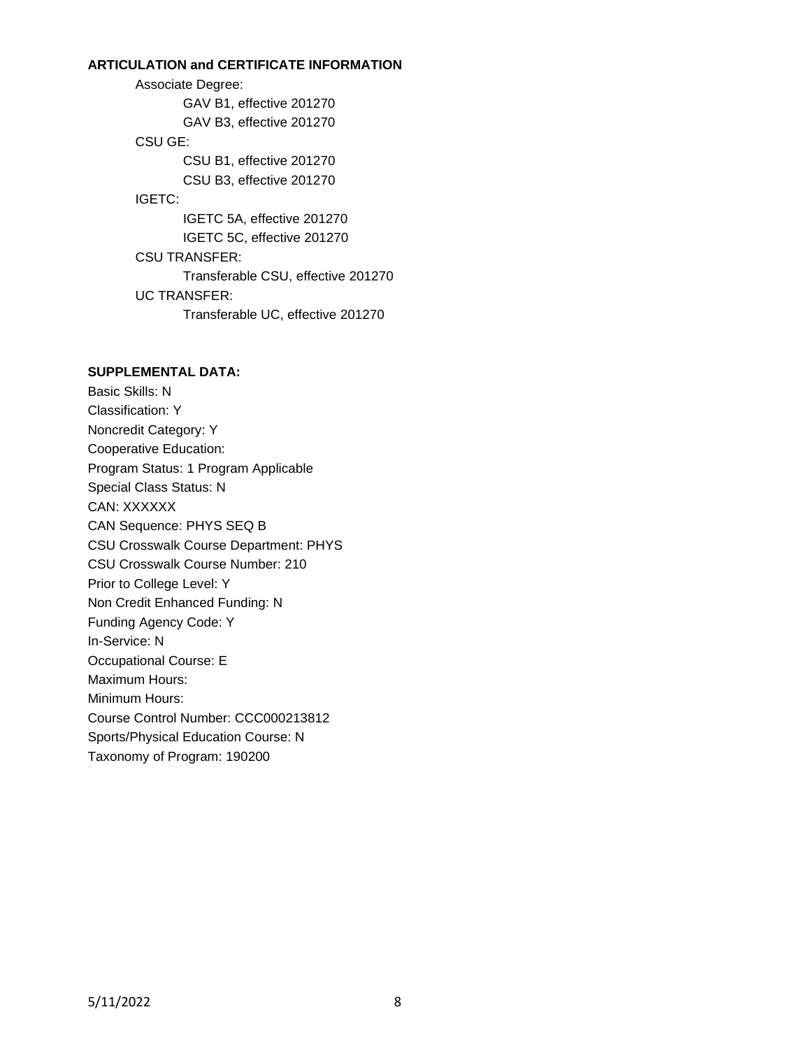**ARTICULATION and CERTIFICATE INFORMATION**

Associate Degree:

- GAV B1, effective 201270
- GAV B3, effective 201270

CSU GE:

- CSU B1, effective 201270
- CSU B3, effective 201270

IGETC:

- IGETC 5A, effective 201270
- IGETC 5C, effective 201270

CSU TRANSFER:

- Transferable CSU, effective 201270

UC TRANSFER:

- Transferable UC, effective 201270

**SUPPLEMENTAL DATA:**

Basic Skills: N
Classification: Y
Noncredit Category: Y
Cooperative Education:
Program Status: 1 Program Applicable
Special Class Status: N
CAN: XXXXXX
CAN Sequence: PHYS SEQ B
CSU Crosswalk Course Department: PHYS
CSU Crosswalk Course Number: 210
Prior to College Level: Y
Non Credit Enhanced Funding: N
Funding Agency Code: Y
In-Service: N
Occupational Course: E
Maximum Hours:
Minimum Hours:
Course Control Number: CCC000213812
Sports/Physical Education Course: N
Taxonomy of Program: 190200